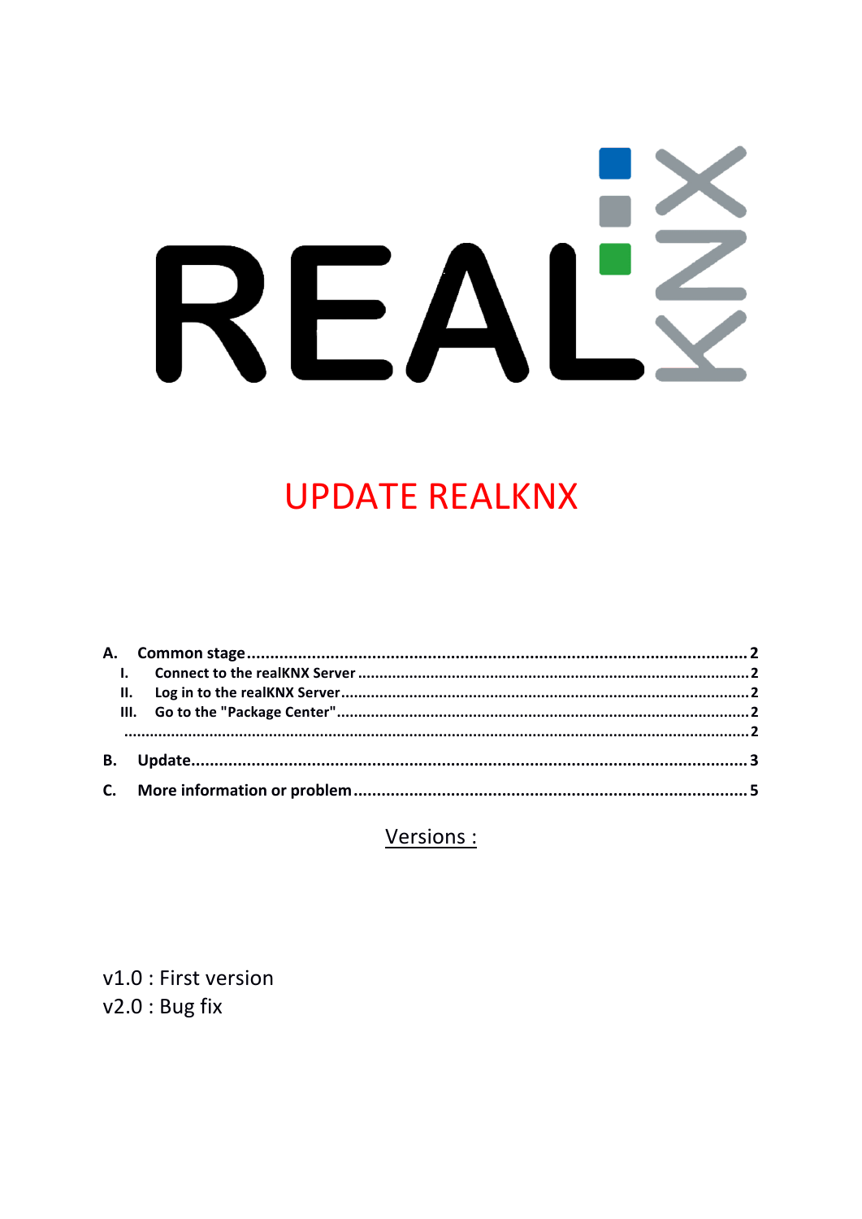# UPDATE REALKNX

**A. Common stage** .......... 2

- **I. Connect to the realKNX Server** .......... 2
- **II. Log in to the realKNX Server** .......... 2
- **III. Go to the "Package Center"** .......... 2
- .......... 2

**B. Update** .......... 3

**C. More information or problem** .......... 5

## Versions :

v1.0 : First version
v2.0 : Bug fix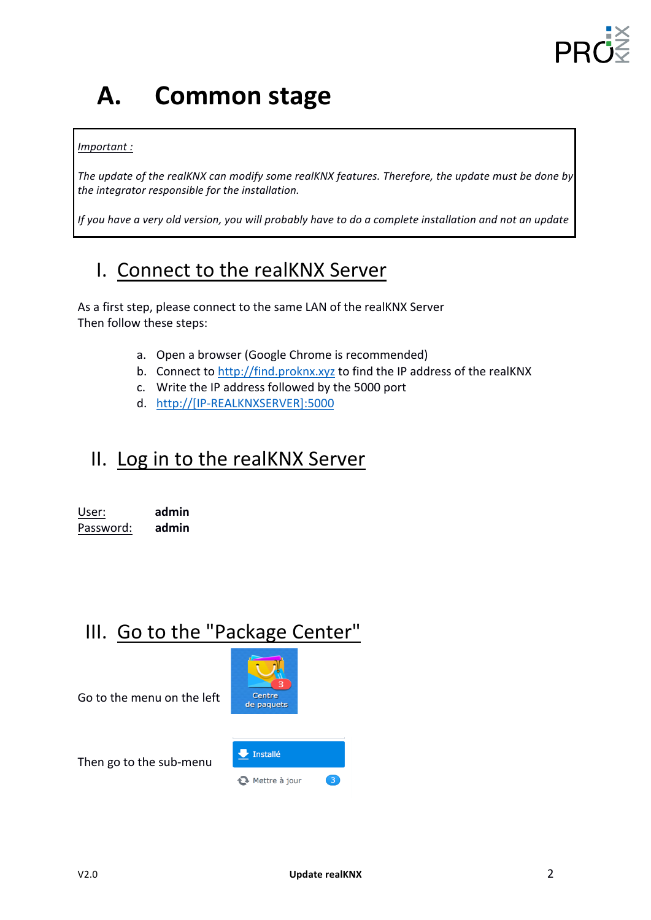# A. Common stage

> *Important :*
>
> *The update of the realKNX can modify some realKNX features. Therefore, the update must be done by the integrator responsible for the installation.*
>
> *If you have a very old version, you will probably have to do a complete installation and not an update*

## I. Connect to the realKNX Server

As a first step, please connect to the same LAN of the realKNX Server
Then follow these steps:

a. Open a browser (Google Chrome is recommended)
b. Connect to http://find.proknx.xyz to find the IP address of the realKNX
c. Write the IP address followed by the 5000 port
d. http://[IP-REALKNXSERVER]:5000

## II. Log in to the realKNX Server

User: **admin**
Password: **admin**

## III. Go to the "Package Center"

Go to the menu on the left

Then go to the sub-menu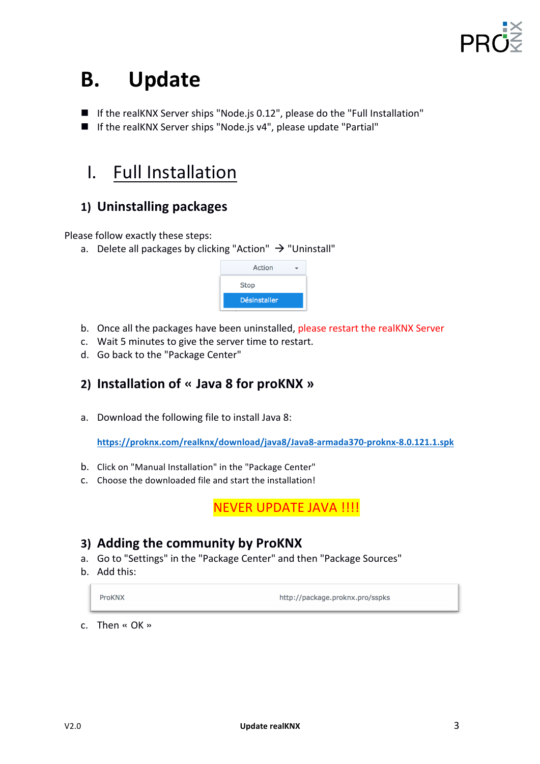# B. Update

- If the realKNX Server ships "Node.js 0.12", please do the "Full Installation"
- If the realKNX Server ships "Node.js v4", please update "Partial"

## I. Full Installation

### 1) Uninstalling packages

Please follow exactly these steps:

a. Delete all packages by clicking "Action" → "Uninstall"

| Action |
|---|
| Stop |
| Désinstaller |

b. Once all the packages have been uninstalled, please restart the realKNX Server
c. Wait 5 minutes to give the server time to restart.
d. Go back to the "Package Center"

### 2) Installation of « Java 8 for proKNX »

a. Download the following file to install Java 8:

https://proknx.com/realknx/download/java8/Java8-armada370-proknx-8.0.121.1.spk

b. Click on "Manual Installation" in the "Package Center"
c. Choose the downloaded file and start the installation!

NEVER UPDATE JAVA !!!!

### 3) Adding the community by ProKNX

a. Go to "Settings" in the "Package Center" and then "Package Sources"
b. Add this:

| ProKNX | http://package.proknx.pro/sspks |
|---|---|

c. Then « OK »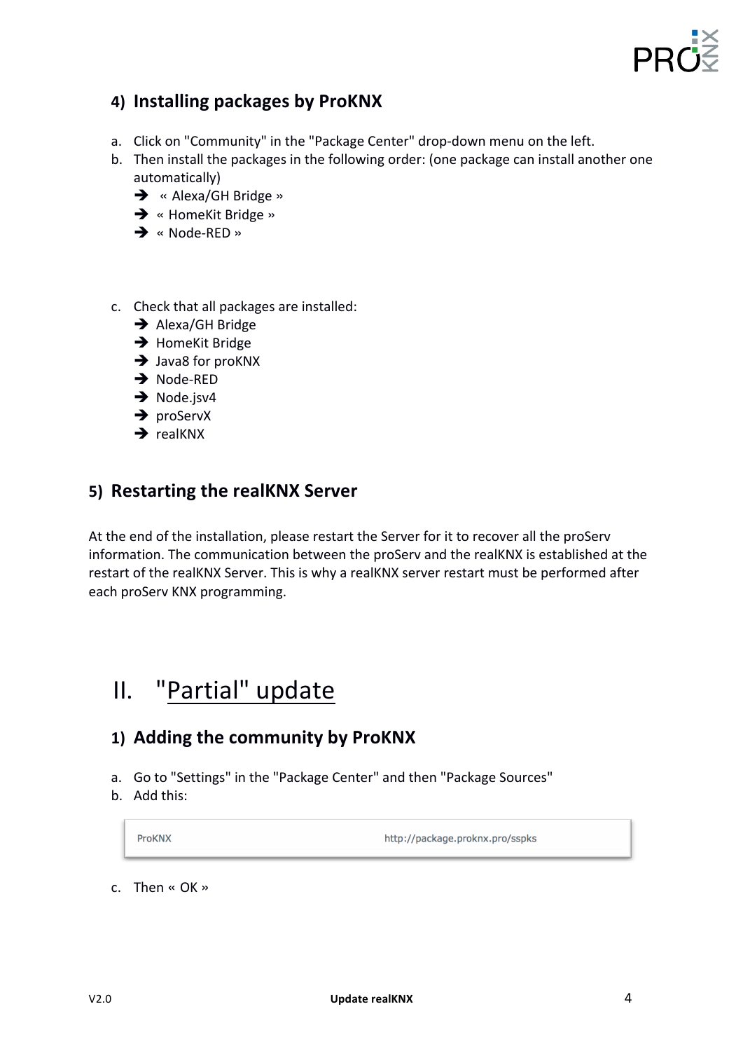### 4) Installing packages by ProKNX

a. Click on "Community" in the "Package Center" drop-down menu on the left.
b. Then install the packages in the following order: (one package can install another one automatically)
   - ➔ « Alexa/GH Bridge »
   - ➔ « HomeKit Bridge »
   - ➔ « Node-RED »

c. Check that all packages are installed:
   - ➔ Alexa/GH Bridge
   - ➔ HomeKit Bridge
   - ➔ Java8 for proKNX
   - ➔ Node-RED
   - ➔ Node.jsv4
   - ➔ proServX
   - ➔ realKNX

### 5) Restarting the realKNX Server

At the end of the installation, please restart the Server for it to recover all the proServ information. The communication between the proServ and the realKNX is established at the restart of the realKNX Server. This is why a realKNX server restart must be performed after each proServ KNX programming.

## II. "Partial" update

### 1) Adding the community by ProKNX

a. Go to "Settings" in the "Package Center" and then "Package Sources"
b. Add this:

| ProKNX | http://package.proknx.pro/sspks |
|---|---|

c. Then « OK »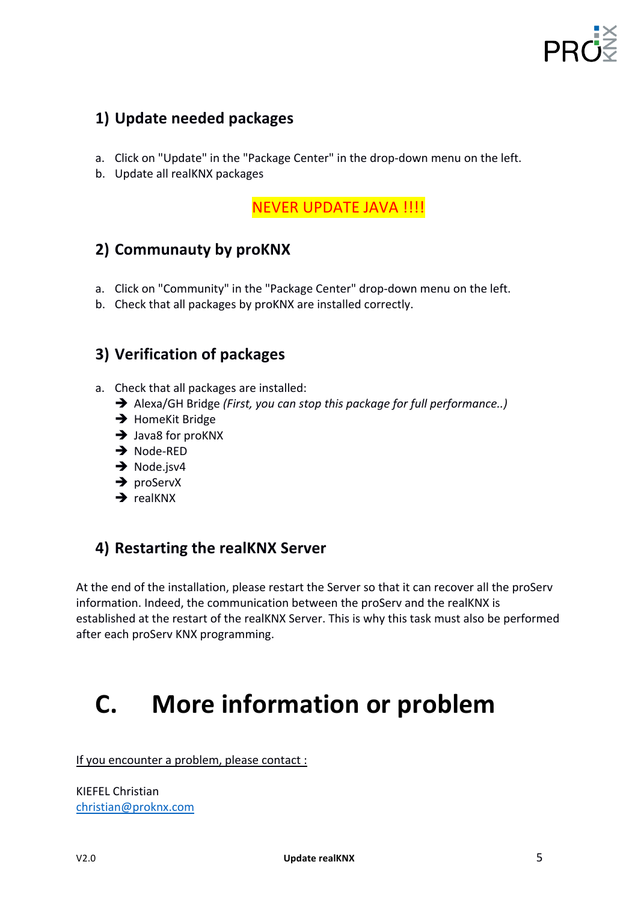## 1) Update needed packages

a. Click on "Update" in the "Package Center" in the drop-down menu on the left.
b. Update all realKNX packages

**NEVER UPDATE JAVA !!!!**

## 2) Communauty by proKNX

a. Click on "Community" in the "Package Center" drop-down menu on the left.
b. Check that all packages by proKNX are installed correctly.

## 3) Verification of packages

a. Check that all packages are installed:
   - ➔ Alexa/GH Bridge *(First, you can stop this package for full performance..)*
   - ➔ HomeKit Bridge
   - ➔ Java8 for proKNX
   - ➔ Node-RED
   - ➔ Node.jsv4
   - ➔ proServX
   - ➔ realKNX

## 4) Restarting the realKNX Server

At the end of the installation, please restart the Server so that it can recover all the proServ information. Indeed, the communication between the proServ and the realKNX is established at the restart of the realKNX Server. This is why this task must also be performed after each proServ KNX programming.

# C. More information or problem

If you encounter a problem, please contact :

KIEFEL Christian
christian@proknx.com